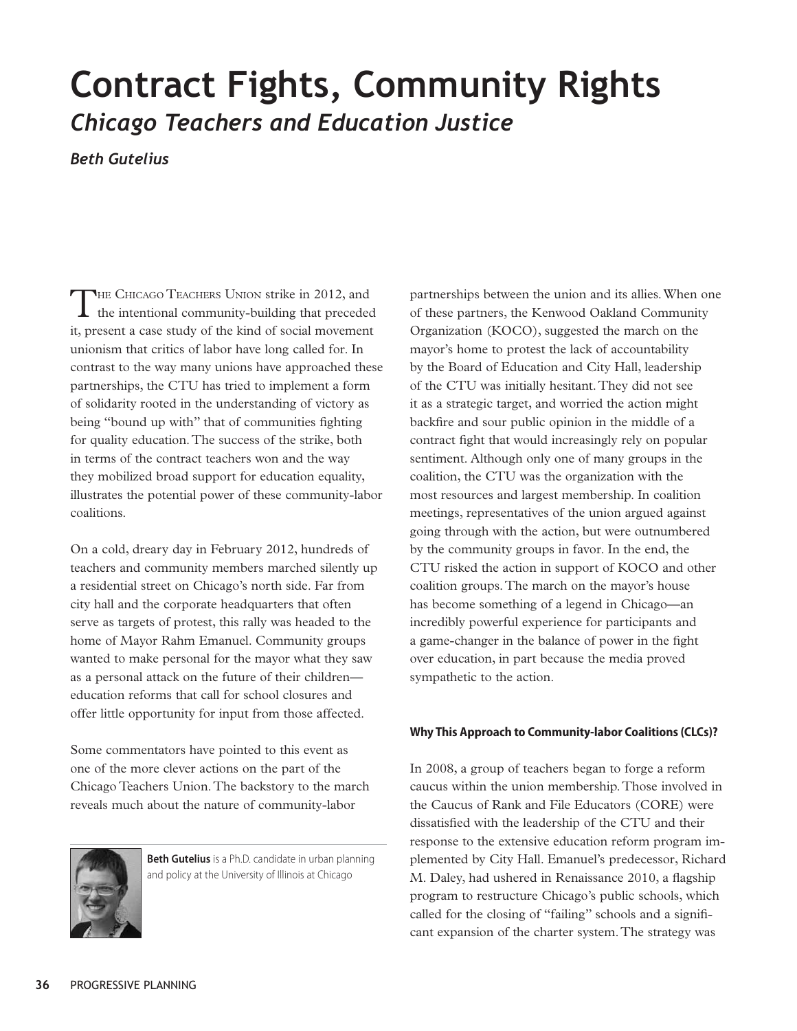# Contract Fights, Community Rights

## *Chicago Teachers and Education Justice*

***Beth Gutelius***

THE CHICAGO TEACHERS UNION strike in 2012, and the intentional community-building that preceded it, present a case study of the kind of social movement unionism that critics of labor have long called for. In contrast to the way many unions have approached these partnerships, the CTU has tried to implement a form of solidarity rooted in the understanding of victory as being "bound up with" that of communities fighting for quality education. The success of the strike, both in terms of the contract teachers won and the way they mobilized broad support for education equality, illustrates the potential power of these community-labor coalitions.

On a cold, dreary day in February 2012, hundreds of teachers and community members marched silently up a residential street on Chicago's north side. Far from city hall and the corporate headquarters that often serve as targets of protest, this rally was headed to the home of Mayor Rahm Emanuel. Community groups wanted to make personal for the mayor what they saw as a personal attack on the future of their children—education reforms that call for school closures and offer little opportunity for input from those affected.

Some commentators have pointed to this event as one of the more clever actions on the part of the Chicago Teachers Union. The backstory to the march reveals much about the nature of community-labor partnerships between the union and its allies. When one of these partners, the Kenwood Oakland Community Organization (KOCO), suggested the march on the mayor's home to protest the lack of accountability by the Board of Education and City Hall, leadership of the CTU was initially hesitant. They did not see it as a strategic target, and worried the action might backfire and sour public opinion in the middle of a contract fight that would increasingly rely on popular sentiment. Although only one of many groups in the coalition, the CTU was the organization with the most resources and largest membership. In coalition meetings, representatives of the union argued against going through with the action, but were outnumbered by the community groups in favor. In the end, the CTU risked the action in support of KOCO and other coalition groups. The march on the mayor's house has become something of a legend in Chicago—an incredibly powerful experience for participants and a game-changer in the balance of power in the fight over education, in part because the media proved sympathetic to the action.

**Beth Gutelius** is a Ph.D. candidate in urban planning and policy at the University of Illinois at Chicago

#### Why This Approach to Community-labor Coalitions (CLCs)?

In 2008, a group of teachers began to forge a reform caucus within the union membership. Those involved in the Caucus of Rank and File Educators (CORE) were dissatisfied with the leadership of the CTU and their response to the extensive education reform program implemented by City Hall. Emanuel's predecessor, Richard M. Daley, had ushered in Renaissance 2010, a flagship program to restructure Chicago's public schools, which called for the closing of "failing" schools and a significant expansion of the charter system. The strategy was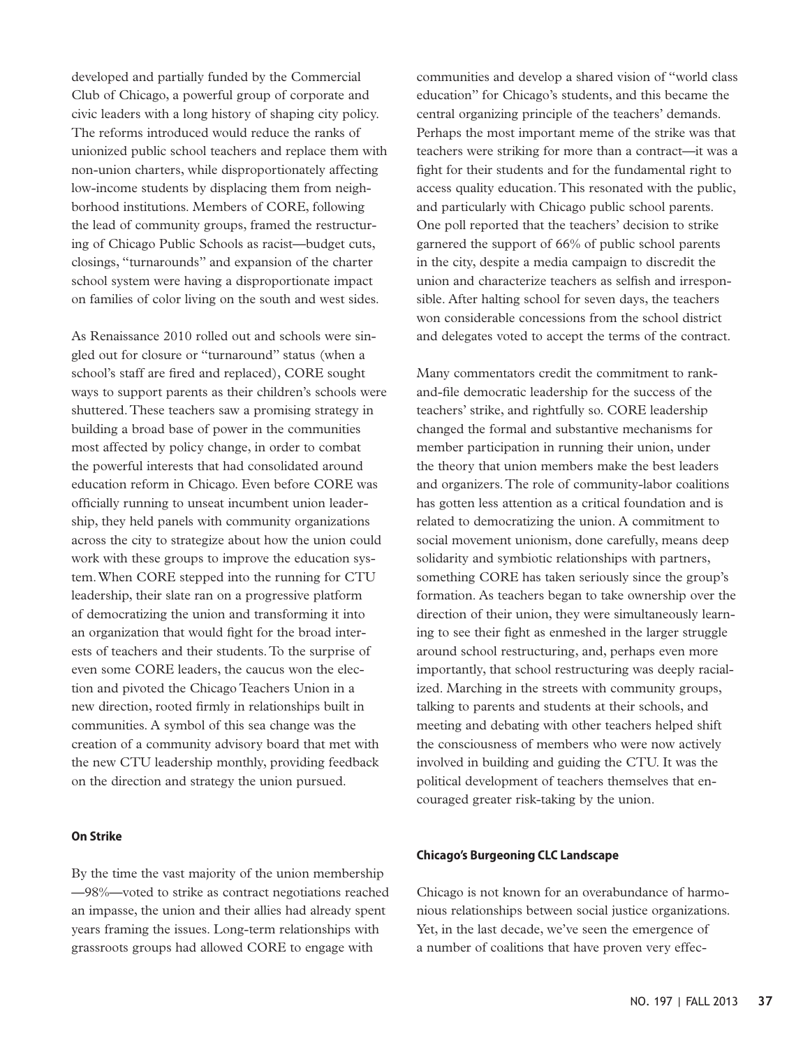developed and partially funded by the Commercial Club of Chicago, a powerful group of corporate and civic leaders with a long history of shaping city policy. The reforms introduced would reduce the ranks of unionized public school teachers and replace them with non-union charters, while disproportionately affecting low-income students by displacing them from neighborhood institutions. Members of CORE, following the lead of community groups, framed the restructuring of Chicago Public Schools as racist—budget cuts, closings, "turnarounds" and expansion of the charter school system were having a disproportionate impact on families of color living on the south and west sides.

As Renaissance 2010 rolled out and schools were singled out for closure or "turnaround" status (when a school's staff are fired and replaced), CORE sought ways to support parents as their children's schools were shuttered. These teachers saw a promising strategy in building a broad base of power in the communities most affected by policy change, in order to combat the powerful interests that had consolidated around education reform in Chicago. Even before CORE was officially running to unseat incumbent union leadership, they held panels with community organizations across the city to strategize about how the union could work with these groups to improve the education system. When CORE stepped into the running for CTU leadership, their slate ran on a progressive platform of democratizing the union and transforming it into an organization that would fight for the broad interests of teachers and their students. To the surprise of even some CORE leaders, the caucus won the election and pivoted the Chicago Teachers Union in a new direction, rooted firmly in relationships built in communities. A symbol of this sea change was the creation of a community advisory board that met with the new CTU leadership monthly, providing feedback on the direction and strategy the union pursued.

### On Strike

By the time the vast majority of the union membership —98%—voted to strike as contract negotiations reached an impasse, the union and their allies had already spent years framing the issues. Long-term relationships with grassroots groups had allowed CORE to engage with communities and develop a shared vision of "world class education" for Chicago's students, and this became the central organizing principle of the teachers' demands. Perhaps the most important meme of the strike was that teachers were striking for more than a contract—it was a fight for their students and for the fundamental right to access quality education. This resonated with the public, and particularly with Chicago public school parents. One poll reported that the teachers' decision to strike garnered the support of 66% of public school parents in the city, despite a media campaign to discredit the union and characterize teachers as selfish and irresponsible. After halting school for seven days, the teachers won considerable concessions from the school district and delegates voted to accept the terms of the contract.

Many commentators credit the commitment to rank-and-file democratic leadership for the success of the teachers' strike, and rightfully so. CORE leadership changed the formal and substantive mechanisms for member participation in running their union, under the theory that union members make the best leaders and organizers. The role of community-labor coalitions has gotten less attention as a critical foundation and is related to democratizing the union. A commitment to social movement unionism, done carefully, means deep solidarity and symbiotic relationships with partners, something CORE has taken seriously since the group's formation. As teachers began to take ownership over the direction of their union, they were simultaneously learning to see their fight as enmeshed in the larger struggle around school restructuring, and, perhaps even more importantly, that school restructuring was deeply racialized. Marching in the streets with community groups, talking to parents and students at their schools, and meeting and debating with other teachers helped shift the consciousness of members who were now actively involved in building and guiding the CTU. It was the political development of teachers themselves that encouraged greater risk-taking by the union.

### Chicago's Burgeoning CLC Landscape

Chicago is not known for an overabundance of harmonious relationships between social justice organizations. Yet, in the last decade, we've seen the emergence of a number of coalitions that have proven very effec-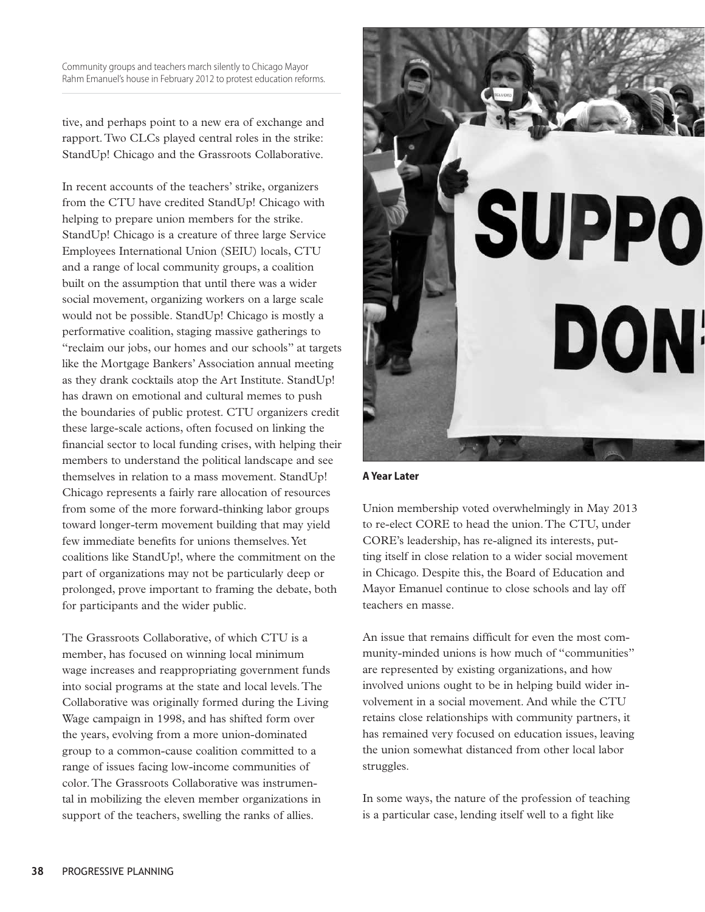Community groups and teachers march silently to Chicago Mayor Rahm Emanuel's house in February 2012 to protest education reforms.

tive, and perhaps point to a new era of exchange and rapport. Two CLCs played central roles in the strike: StandUp! Chicago and the Grassroots Collaborative.

In recent accounts of the teachers' strike, organizers from the CTU have credited StandUp! Chicago with helping to prepare union members for the strike. StandUp! Chicago is a creature of three large Service Employees International Union (SEIU) locals, CTU and a range of local community groups, a coalition built on the assumption that until there was a wider social movement, organizing workers on a large scale would not be possible. StandUp! Chicago is mostly a performative coalition, staging massive gatherings to "reclaim our jobs, our homes and our schools" at targets like the Mortgage Bankers' Association annual meeting as they drank cocktails atop the Art Institute. StandUp! has drawn on emotional and cultural memes to push the boundaries of public protest. CTU organizers credit these large-scale actions, often focused on linking the financial sector to local funding crises, with helping their members to understand the political landscape and see themselves in relation to a mass movement. StandUp! Chicago represents a fairly rare allocation of resources from some of the more forward-thinking labor groups toward longer-term movement building that may yield few immediate benefits for unions themselves. Yet coalitions like StandUp!, where the commitment on the part of organizations may not be particularly deep or prolonged, prove important to framing the debate, both for participants and the wider public.

The Grassroots Collaborative, of which CTU is a member, has focused on winning local minimum wage increases and reappropriating government funds into social programs at the state and local levels. The Collaborative was originally formed during the Living Wage campaign in 1998, and has shifted form over the years, evolving from a more union-dominated group to a common-cause coalition committed to a range of issues facing low-income communities of color. The Grassroots Collaborative was instrumental in mobilizing the eleven member organizations in support of the teachers, swelling the ranks of allies.

### A Year Later

Union membership voted overwhelmingly in May 2013 to re-elect CORE to head the union. The CTU, under CORE's leadership, has re-aligned its interests, putting itself in close relation to a wider social movement in Chicago. Despite this, the Board of Education and Mayor Emanuel continue to close schools and lay off teachers en masse.

An issue that remains difficult for even the most community-minded unions is how much of "communities" are represented by existing organizations, and how involved unions ought to be in helping build wider involvement in a social movement. And while the CTU retains close relationships with community partners, it has remained very focused on education issues, leaving the union somewhat distanced from other local labor struggles.

In some ways, the nature of the profession of teaching is a particular case, lending itself well to a fight like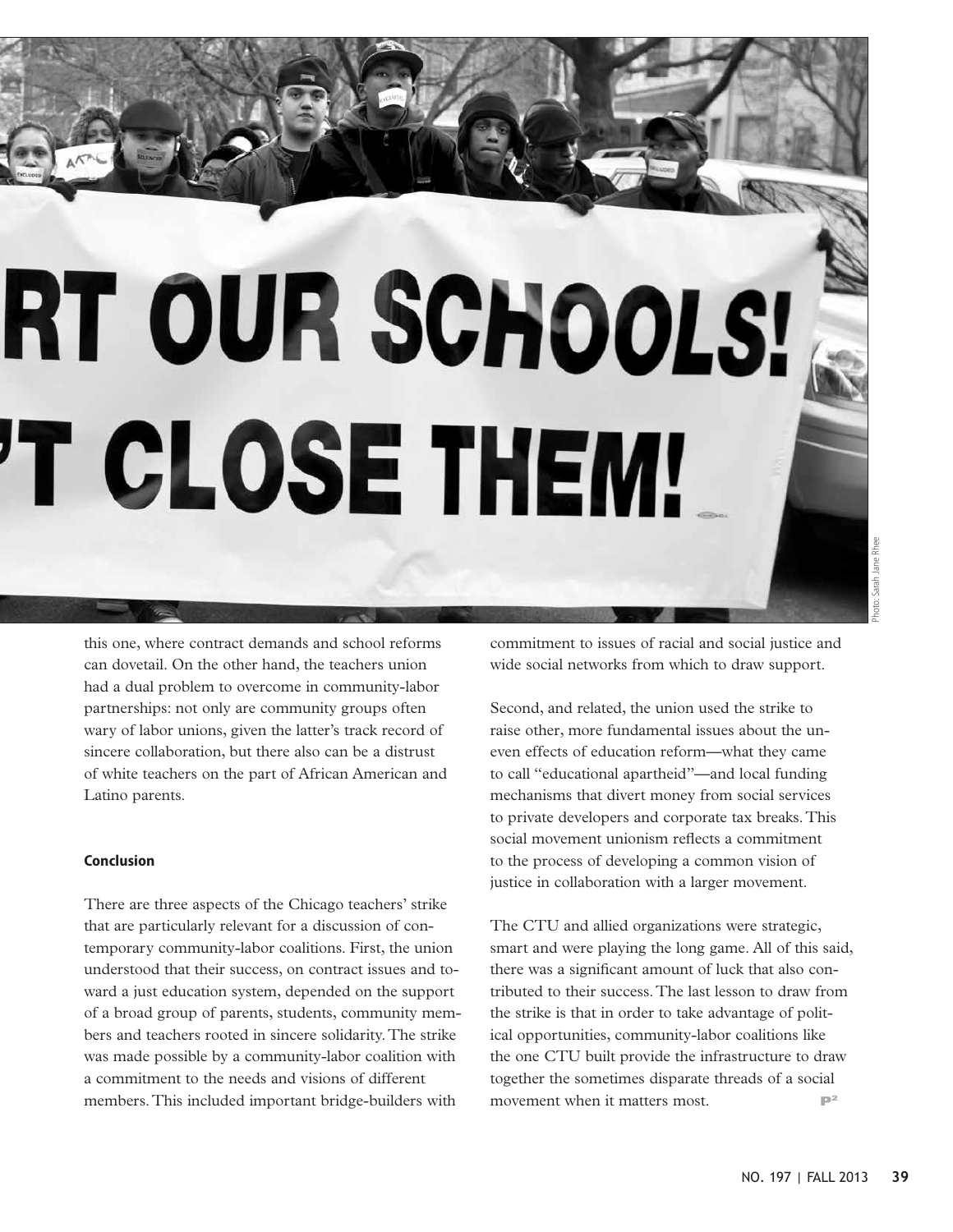Photo: Sarah Jane Rhee

this one, where contract demands and school reforms can dovetail. On the other hand, the teachers union had a dual problem to overcome in community-labor partnerships: not only are community groups often wary of labor unions, given the latter's track record of sincere collaboration, but there also can be a distrust of white teachers on the part of African American and Latino parents.

### Conclusion

There are three aspects of the Chicago teachers' strike that are particularly relevant for a discussion of contemporary community-labor coalitions. First, the union understood that their success, on contract issues and toward a just education system, depended on the support of a broad group of parents, students, community members and teachers rooted in sincere solidarity. The strike was made possible by a community-labor coalition with a commitment to the needs and visions of different members. This included important bridge-builders with commitment to issues of racial and social justice and wide social networks from which to draw support.

Second, and related, the union used the strike to raise other, more fundamental issues about the uneven effects of education reform—what they came to call "educational apartheid"—and local funding mechanisms that divert money from social services to private developers and corporate tax breaks. This social movement unionism reflects a commitment to the process of developing a common vision of justice in collaboration with a larger movement.

The CTU and allied organizations were strategic, smart and were playing the long game. All of this said, there was a significant amount of luck that also contributed to their success. The last lesson to draw from the strike is that in order to take advantage of political opportunities, community-labor coalitions like the one CTU built provide the infrastructure to draw together the sometimes disparate threads of a social movement when it matters most.